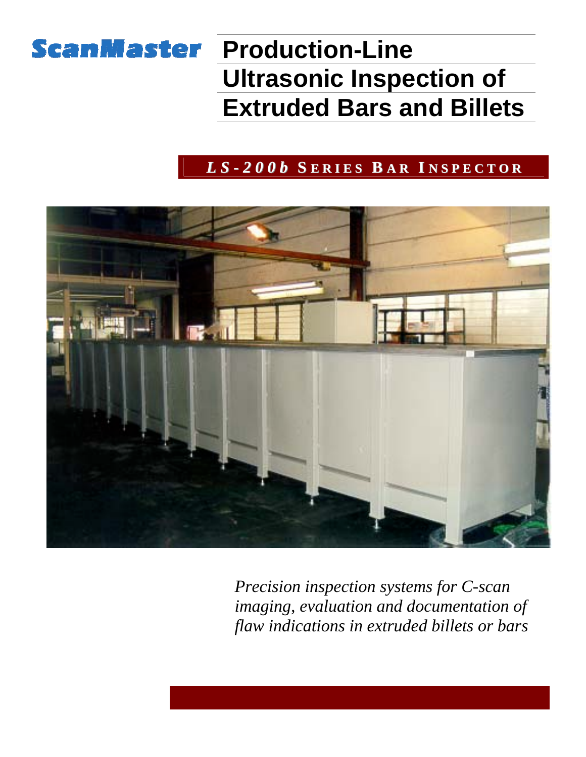ScanMaster

# Production-Line Ultrasonic Inspection of Extruded Bars and Billets

## *LS-200b* SERIES BAR INSPECTOR

*Precision inspection systems for C-scan imaging, evaluation and documentation of flaw indications in extruded billets or bars*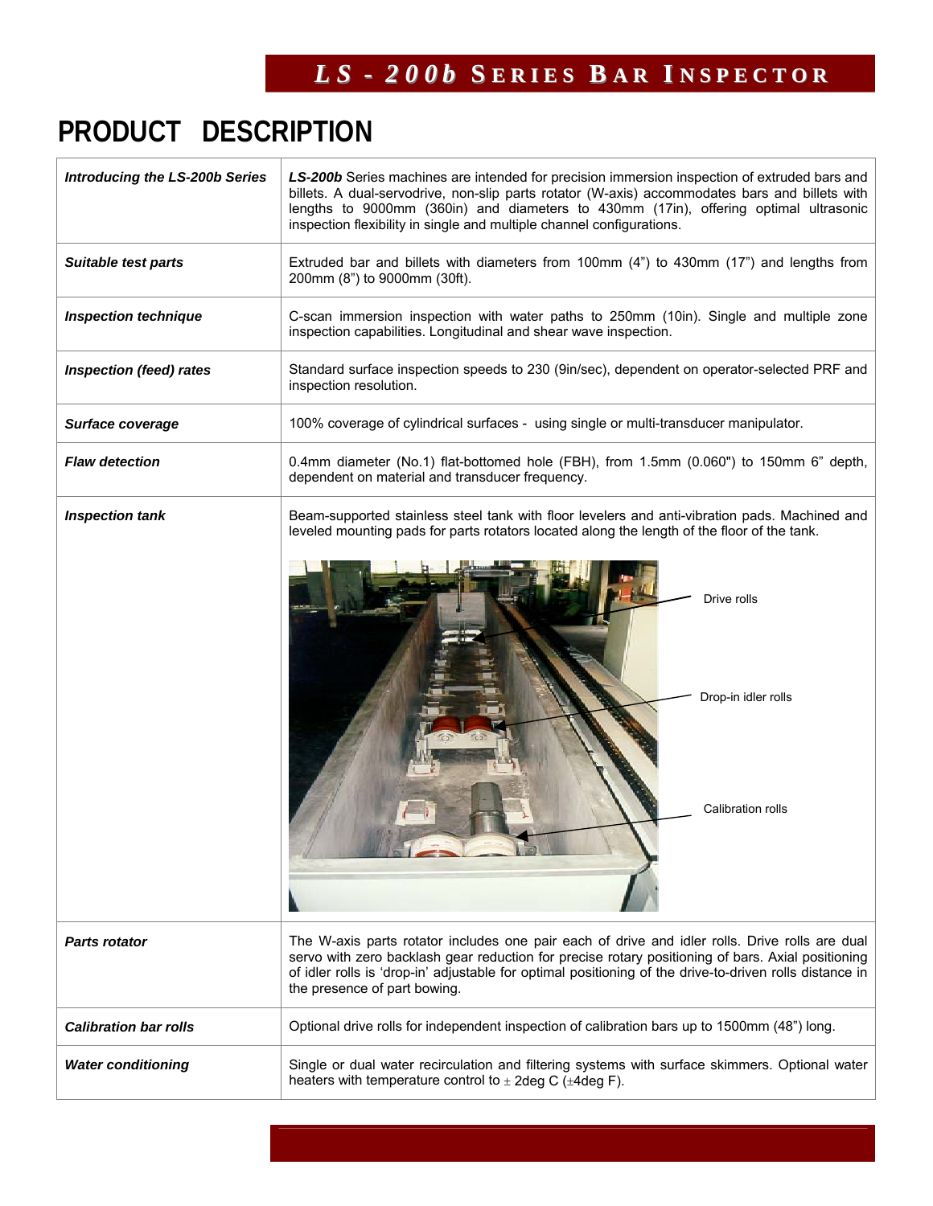# PRODUCT DESCRIPTION

| | |
|---|---|
| ***Introducing the LS-200b Series*** | ***LS-200b*** Series machines are intended for precision immersion inspection of extruded bars and billets. A dual-servodrive, non-slip parts rotator (W-axis) accommodates bars and billets with lengths to 9000mm (360in) and diameters to 430mm (17in), offering optimal ultrasonic inspection flexibility in single and multiple channel configurations. |
| ***Suitable test parts*** | Extruded bar and billets with diameters from 100mm (4") to 430mm (17") and lengths from 200mm (8") to 9000mm (30ft). |
| ***Inspection technique*** | C-scan immersion inspection with water paths to 250mm (10in). Single and multiple zone inspection capabilities. Longitudinal and shear wave inspection. |
| ***Inspection (feed) rates*** | Standard surface inspection speeds to 230 (9in/sec), dependent on operator-selected PRF and inspection resolution. |
| ***Surface coverage*** | 100% coverage of cylindrical surfaces - using single or multi-transducer manipulator. |
| ***Flaw detection*** | 0.4mm diameter (No.1) flat-bottomed hole (FBH), from 1.5mm (0.060") to 150mm 6" depth, dependent on material and transducer frequency. |
| ***Inspection tank*** | Beam-supported stainless steel tank with floor levelers and anti-vibration pads. Machined and leveled mounting pads for parts rotators located along the length of the floor of the tank. Drive rolls; Drop-in idler rolls; Calibration rolls |
| ***Parts rotator*** | The W-axis parts rotator includes one pair each of drive and idler rolls. Drive rolls are dual servo with zero backlash gear reduction for precise rotary positioning of bars. Axial positioning of idler rolls is 'drop-in' adjustable for optimal positioning of the drive-to-driven rolls distance in the presence of part bowing. |
| ***Calibration bar rolls*** | Optional drive rolls for independent inspection of calibration bars up to 1500mm (48") long. |
| ***Water conditioning*** | Single or dual water recirculation and filtering systems with surface skimmers. Optional water heaters with temperature control to ± 2deg C (±4deg F). |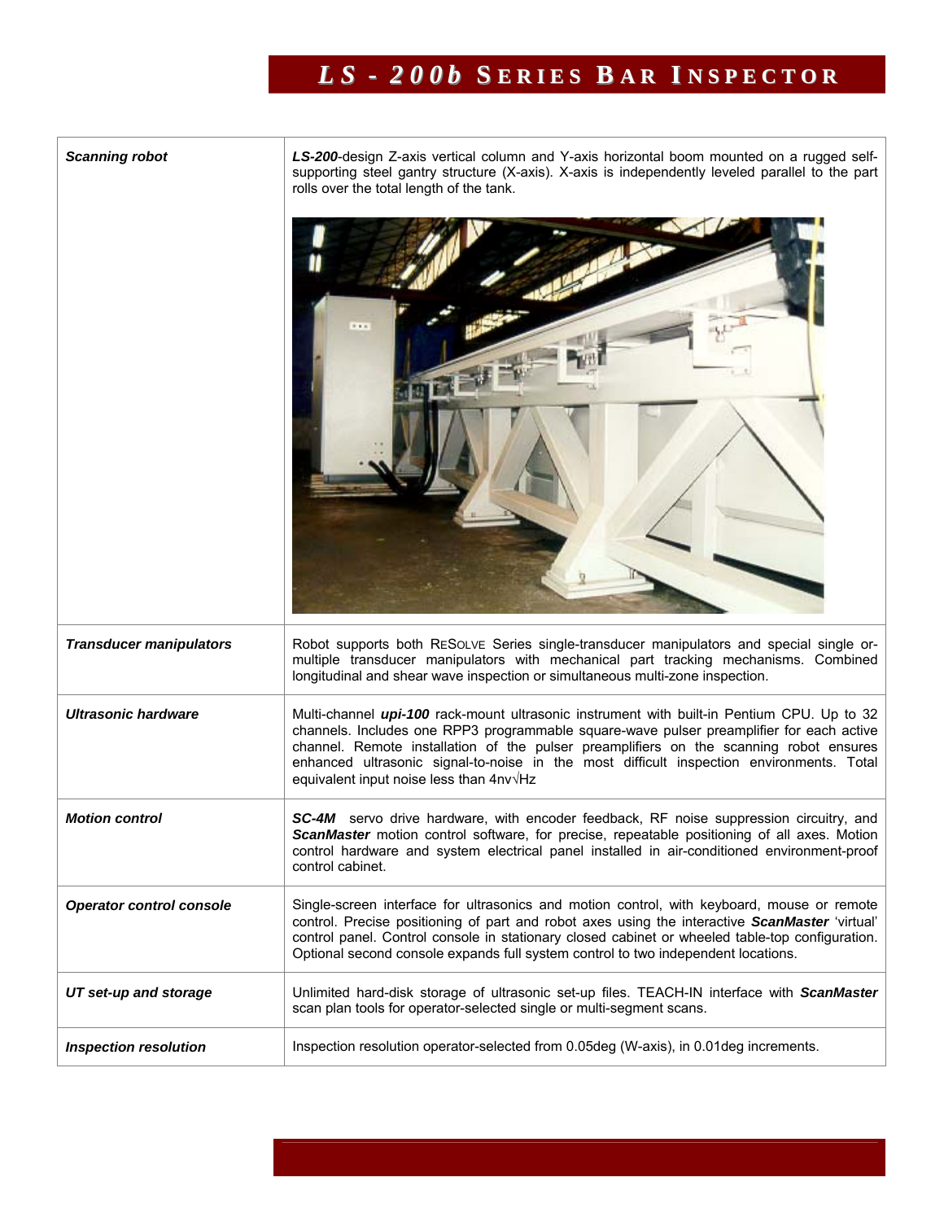# *LS - 200b* SERIES BAR INSPECTOR

| | |
|---|---|
| ***Scanning robot*** | ***LS-200***-design Z-axis vertical column and Y-axis horizontal boom mounted on a rugged self-supporting steel gantry structure (X-axis). X-axis is independently leveled parallel to the part rolls over the total length of the tank. |
| ***Transducer manipulators*** | Robot supports both RESOLVE Series single-transducer manipulators and special single or-multiple transducer manipulators with mechanical part tracking mechanisms. Combined longitudinal and shear wave inspection or simultaneous multi-zone inspection. |
| ***Ultrasonic hardware*** | Multi-channel ***upi-100*** rack-mount ultrasonic instrument with built-in Pentium CPU. Up to 32 channels. Includes one RPP3 programmable square-wave pulser preamplifier for each active channel. Remote installation of the pulser preamplifiers on the scanning robot ensures enhanced ultrasonic signal-to-noise in the most difficult inspection environments. Total equivalent input noise less than 4nv√Hz |
| ***Motion control*** | ***SC-4M*** servo drive hardware, with encoder feedback, RF noise suppression circuitry, and ***ScanMaster*** motion control software, for precise, repeatable positioning of all axes. Motion control hardware and system electrical panel installed in air-conditioned environment-proof control cabinet. |
| ***Operator control console*** | Single-screen interface for ultrasonics and motion control, with keyboard, mouse or remote control. Precise positioning of part and robot axes using the interactive ***ScanMaster*** 'virtual' control panel. Control console in stationary closed cabinet or wheeled table-top configuration. Optional second console expands full system control to two independent locations. |
| ***UT set-up and storage*** | Unlimited hard-disk storage of ultrasonic set-up files. TEACH-IN interface with ***ScanMaster*** scan plan tools for operator-selected single or multi-segment scans. |
| ***Inspection resolution*** | Inspection resolution operator-selected from 0.05deg (W-axis), in 0.01deg increments. |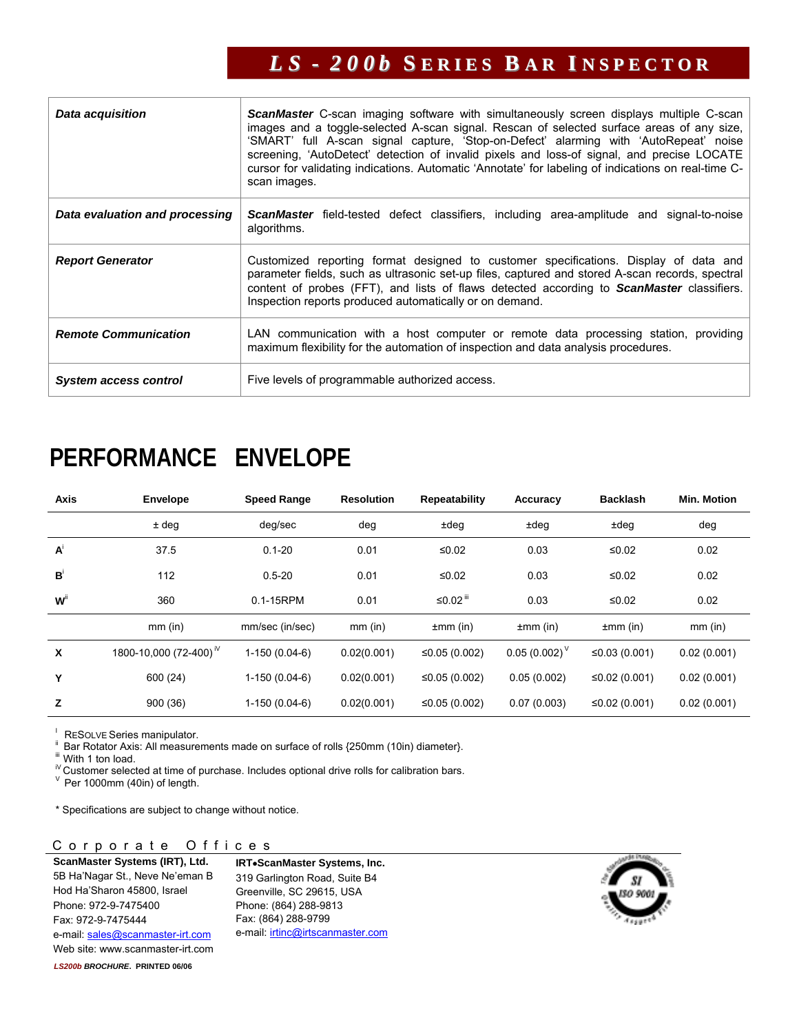# *LS - 200b* SERIES BAR INSPECTOR

| | |
|---|---|
| ***Data acquisition*** | ***ScanMaster*** C-scan imaging software with simultaneously screen displays multiple C-scan images and a toggle-selected A-scan signal. Rescan of selected surface areas of any size, 'SMART' full A-scan signal capture, 'Stop-on-Defect' alarming with 'AutoRepeat' noise screening, 'AutoDetect' detection of invalid pixels and loss-of signal, and precise LOCATE cursor for validating indications. Automatic 'Annotate' for labeling of indications on real-time C-scan images. |
| ***Data evaluation and processing*** | ***ScanMaster*** field-tested defect classifiers, including area-amplitude and signal-to-noise algorithms. |
| ***Report Generator*** | Customized reporting format designed to customer specifications. Display of data and parameter fields, such as ultrasonic set-up files, captured and stored A-scan records, spectral content of probes (FFT), and lists of flaws detected according to ***ScanMaster*** classifiers. Inspection reports produced automatically or on demand. |
| ***Remote Communication*** | LAN communication with a host computer or remote data processing station, providing maximum flexibility for the automation of inspection and data analysis procedures. |
| ***System access control*** | Five levels of programmable authorized access. |

# PERFORMANCE ENVELOPE

| Axis | Envelope | Speed Range | Resolution | Repeatability | Accuracy | Backlash | Min. Motion |
|---|---|---|---|---|---|---|---|
| | ± deg | deg/sec | deg | ±deg | ±deg | ±deg | deg |
| **A**[i] | 37.5 | 0.1-20 | 0.01 | ≤0.02 | 0.03 | ≤0.02 | 0.02 |
| **B**[i] | 112 | 0.5-20 | 0.01 | ≤0.02 | 0.03 | ≤0.02 | 0.02 |
| **W**[ii] | 360 | 0.1-15RPM | 0.01 | ≤0.02 [iii] | 0.03 | ≤0.02 | 0.02 |
| | mm (in) | mm/sec (in/sec) | mm (in) | ±mm (in) | ±mm (in) | ±mm (in) | mm (in) |
| **X** | 1800-10,000 (72-400) [iv] | 1-150 (0.04-6) | 0.02(0.001) | ≤0.05 (0.002) | 0.05 (0.002) [v] | ≤0.03 (0.001) | 0.02 (0.001) |
| **Y** | 600 (24) | 1-150 (0.04-6) | 0.02(0.001) | ≤0.05 (0.002) | 0.05 (0.002) | ≤0.02 (0.001) | 0.02 (0.001) |
| **Z** | 900 (36) | 1-150 (0.04-6) | 0.02(0.001) | ≤0.05 (0.002) | 0.07 (0.003) | ≤0.02 (0.001) | 0.02 (0.001) |

[i] RESOLVE Series manipulator.
[ii] Bar Rotator Axis: All measurements made on surface of rolls {250mm (10in) diameter}.
[iii] With 1 ton load.
[iv] Customer selected at time of purchase. Includes optional drive rolls for calibration bars.
[v] Per 1000mm (40in) of length.

\* Specifications are subject to change without notice.

## Corporate Offices

**ScanMaster Systems (IRT), Ltd.**
5B Ha'Nagar St., Neve Ne'eman B
Hod Ha'Sharon 45800, Israel
Phone: 972-9-7475400
Fax: 972-9-7475444
e-mail: sales@scanmaster-irt.com
Web site: www.scanmaster-irt.com

**IRT•ScanMaster Systems, Inc.**
319 Garlington Road, Suite B4
Greenville, SC 29615, USA
Phone: (864) 288-9813
Fax: (864) 288-9799
e-mail: irtinc@irtscanmaster.com

The Standards Institution of Israel SI ISO 9001 Quality Assured Firm

***LS200b* BROCHURE. PRINTED 06/06**